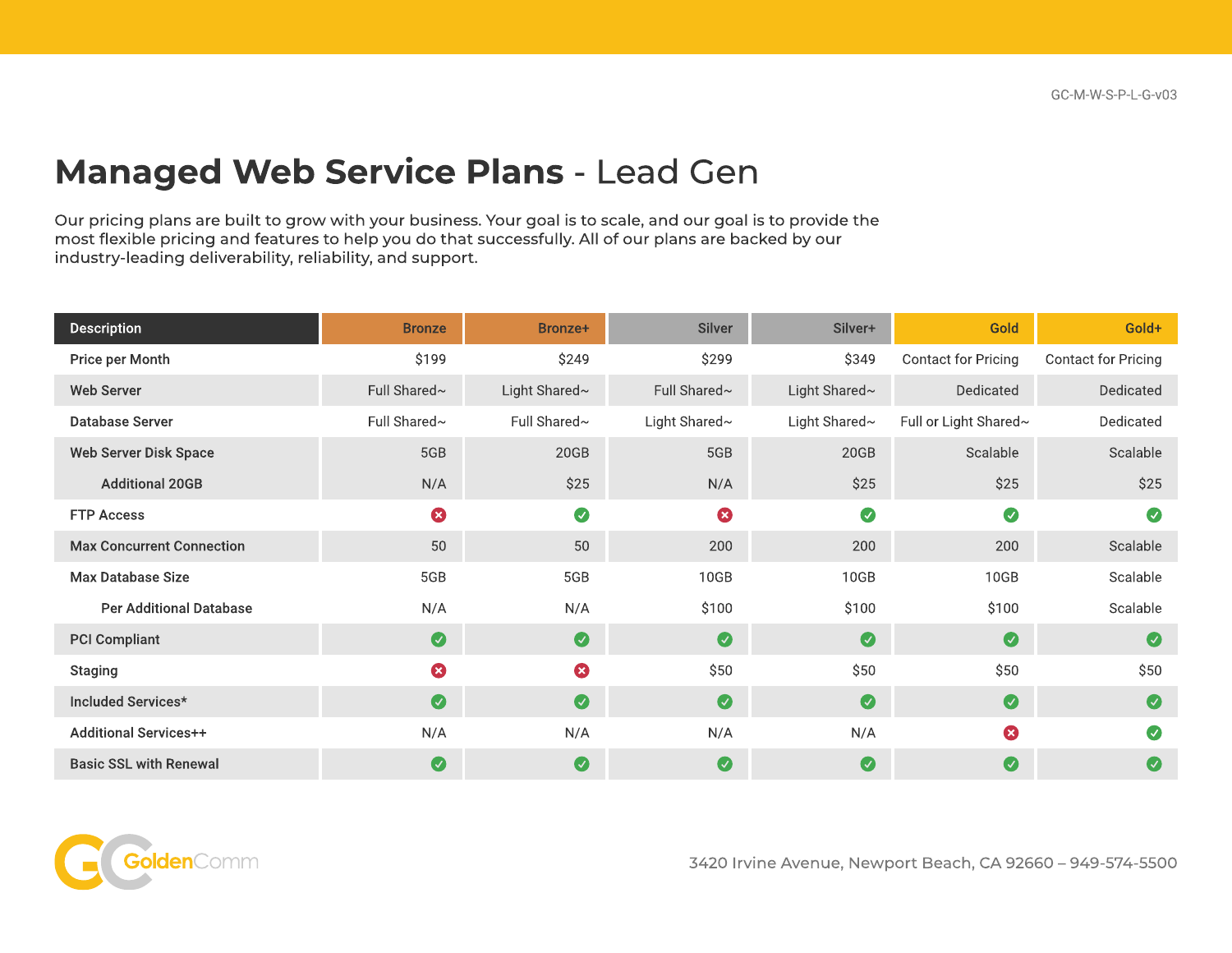GC-M-W-S-P-L-G-v03

# Managed Web Service Plans - Lead Gen

Our pricing plans are built to grow with your business. Your goal is to scale, and our goal is to provide the most flexible pricing and features to help you do that successfully. All of our plans are backed by our industry-leading deliverability, reliability, and support.

| Description | Bronze | Bronze+ | Silver | Silver+ | Gold | Gold+ |
| --- | --- | --- | --- | --- | --- | --- |
| Price per Month | $199 | $249 | $299 | $349 | Contact for Pricing | Contact for Pricing |
| Web Server | Full Shared~ | Light Shared~ | Full Shared~ | Light Shared~ | Dedicated | Dedicated |
| Database Server | Full Shared~ | Full Shared~ | Light Shared~ | Light Shared~ | Full or Light Shared~ | Dedicated |
| Web Server Disk Space | 5GB | 20GB | 5GB | 20GB | Scalable | Scalable |
| Additional 20GB | N/A | $25 | N/A | $25 | $25 | $25 |
| FTP Access | ✗ | ✓ | ✗ | ✓ | ✓ | ✓ |
| Max Concurrent Connection | 50 | 50 | 200 | 200 | 200 | Scalable |
| Max Database Size | 5GB | 5GB | 10GB | 10GB | 10GB | Scalable |
| Per Additional Database | N/A | N/A | $100 | $100 | $100 | Scalable |
| PCI Compliant | ✓ | ✓ | ✓ | ✓ | ✓ | ✓ |
| Staging | ✗ | ✗ | $50 | $50 | $50 | $50 |
| Included Services* | ✓ | ✓ | ✓ | ✓ | ✓ | ✓ |
| Additional Services++ | N/A | N/A | N/A | N/A | ✗ | ✓ |
| Basic SSL with Renewal | ✓ | ✓ | ✓ | ✓ | ✓ | ✓ |

GoldenComm

3420 Irvine Avenue, Newport Beach, CA 92660 – 949-574-5500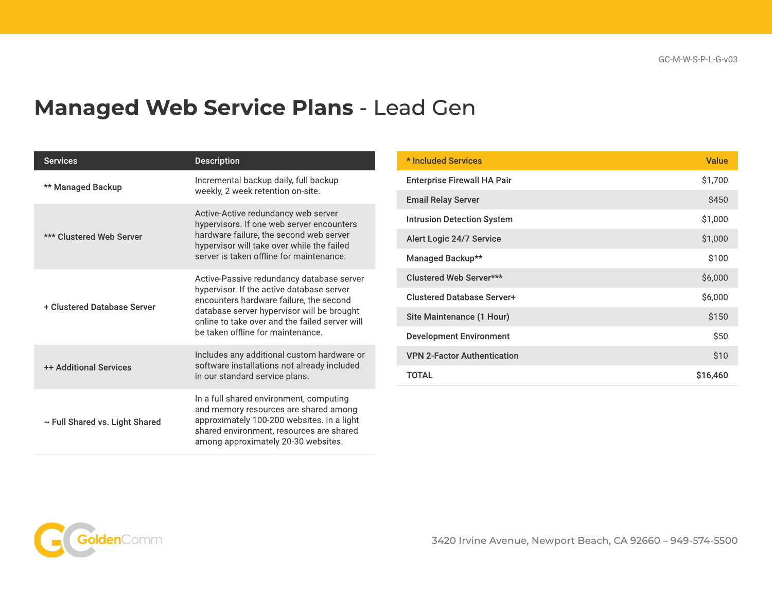GC-M-W-S-P-L-G-v03

# **Managed Web Service Plans** - Lead Gen

| Services | Description |
| --- | --- |
| ** Managed Backup | Incremental backup daily, full backup weekly, 2 week retention on-site. |
| *** Clustered Web Server | Active-Active redundancy web server hypervisors. If one web server encounters hardware failure, the second web server hypervisor will take over while the failed server is taken offline for maintenance. |
| + Clustered Database Server | Active-Passive redundancy database server hypervisor. If the active database server encounters hardware failure, the second database server hypervisor will be brought online to take over and the failed server will be taken offline for maintenance. |
| ++ Additional Services | Includes any additional custom hardware or software installations not already included in our standard service plans. |
| ~ Full Shared vs. Light Shared | In a full shared environment, computing and memory resources are shared among approximately 100-200 websites. In a light shared environment, resources are shared among approximately 20-30 websites. |

| * Included Services | Value |
| --- | --- |
| Enterprise Firewall HA Pair | $1,700 |
| Email Relay Server | $450 |
| Intrusion Detection System | $1,000 |
| Alert Logic 24/7 Service | $1,000 |
| Managed Backup** | $100 |
| Clustered Web Server*** | $6,000 |
| Clustered Database Server+ | $6,000 |
| Site Maintenance (1 Hour) | $150 |
| Development Environment | $50 |
| VPN 2-Factor Authentication | $10 |
| **TOTAL** | **$16,460** |

GoldenComm

3420 Irvine Avenue, Newport Beach, CA 92660 – 949-574-5500